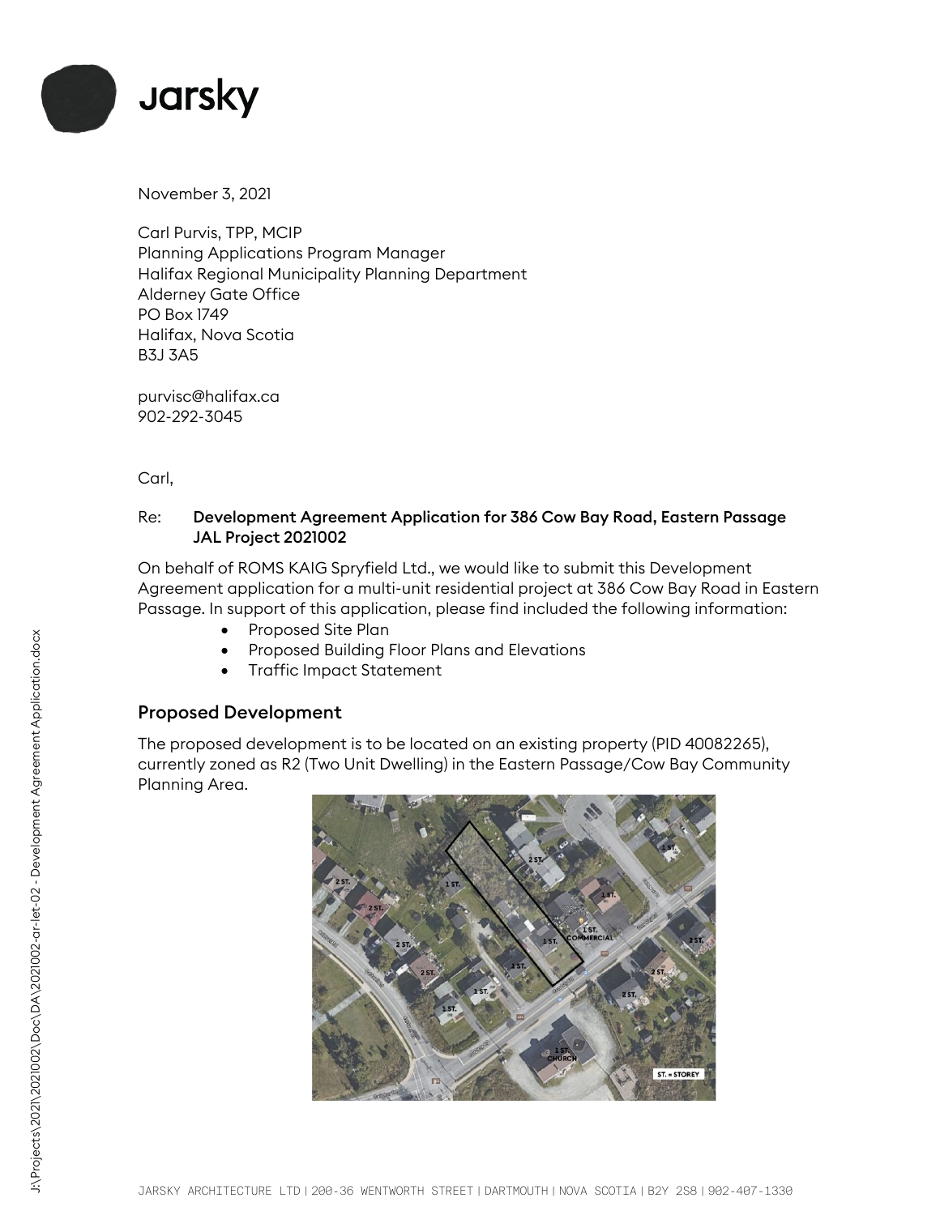# jarsky

November 3, 2021

Carl Purvis, TPP, MCIP
Planning Applications Program Manager
Halifax Regional Municipality Planning Department
Alderney Gate Office
PO Box 1749
Halifax, Nova Scotia
B3J 3A5

purvisc@halifax.ca
902-292-3045

Carl,

Re: **Development Agreement Application for 386 Cow Bay Road, Eastern Passage**
**JAL Project 2021002**

On behalf of ROMS KAIG Spryfield Ltd., we would like to submit this Development Agreement application for a multi-unit residential project at 386 Cow Bay Road in Eastern Passage. In support of this application, please find included the following information:

- Proposed Site Plan
- Proposed Building Floor Plans and Elevations
- Traffic Impact Statement

## Proposed Development

The proposed development is to be located on an existing property (PID 40082265), currently zoned as R2 (Two Unit Dwelling) in the Eastern Passage/Cow Bay Community Planning Area.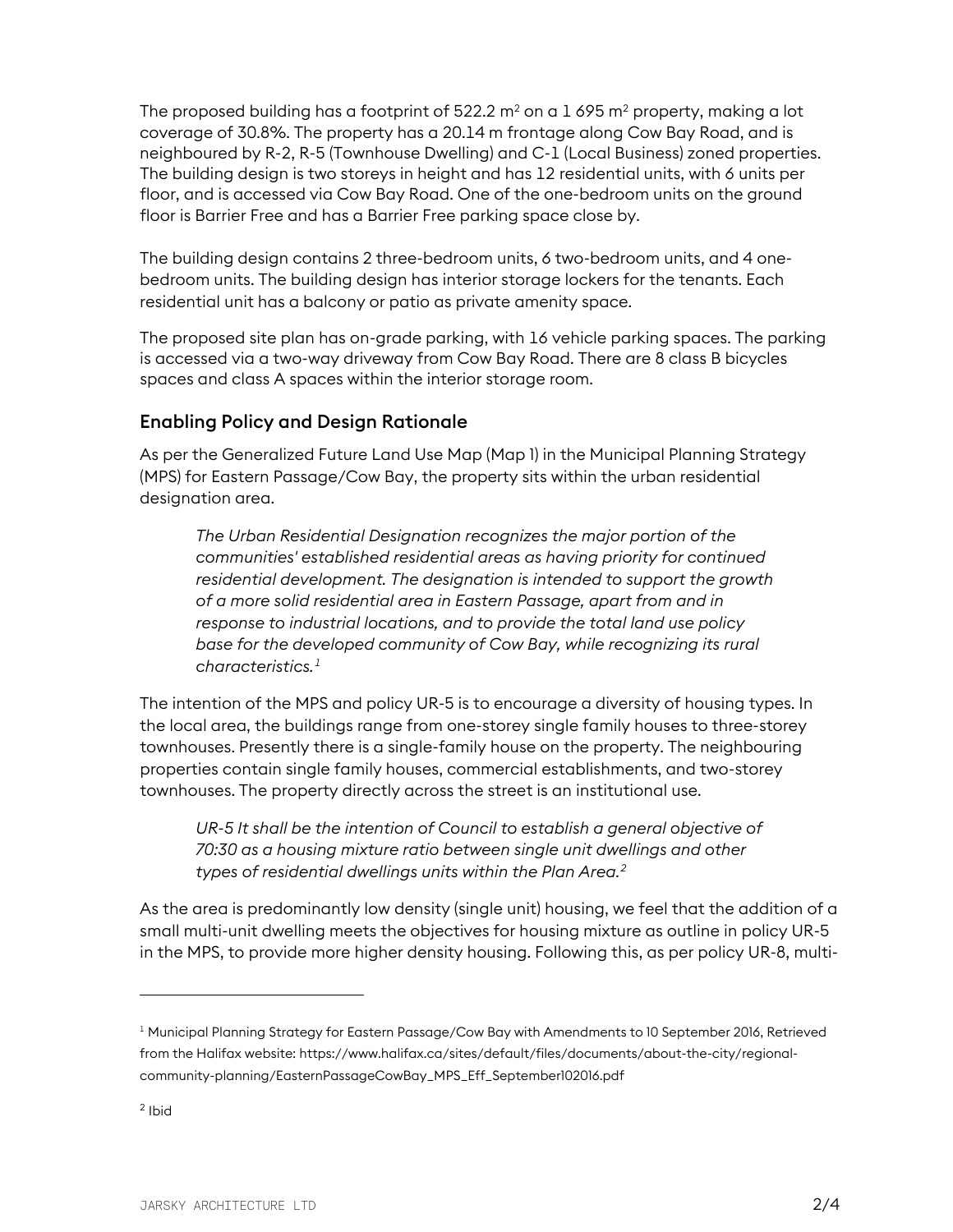The proposed building has a footprint of 522.2 $m^2$ on a 1 695 $m^2$ property, making a lot coverage of 30.8%. The property has a 20.14 m frontage along Cow Bay Road, and is neighboured by R-2, R-5 (Townhouse Dwelling) and C-1 (Local Business) zoned properties. The building design is two storeys in height and has 12 residential units, with 6 units per floor, and is accessed via Cow Bay Road. One of the one-bedroom units on the ground floor is Barrier Free and has a Barrier Free parking space close by.

The building design contains 2 three-bedroom units, 6 two-bedroom units, and 4 one-bedroom units. The building design has interior storage lockers for the tenants. Each residential unit has a balcony or patio as private amenity space.

The proposed site plan has on-grade parking, with 16 vehicle parking spaces. The parking is accessed via a two-way driveway from Cow Bay Road. There are 8 class B bicycles spaces and class A spaces within the interior storage room.

## Enabling Policy and Design Rationale

As per the Generalized Future Land Use Map (Map 1) in the Municipal Planning Strategy (MPS) for Eastern Passage/Cow Bay, the property sits within the urban residential designation area.

> *The Urban Residential Designation recognizes the major portion of the communities' established residential areas as having priority for continued residential development. The designation is intended to support the growth of a more solid residential area in Eastern Passage, apart from and in response to industrial locations, and to provide the total land use policy base for the developed community of Cow Bay, while recognizing its rural characteristics.*[1]

The intention of the MPS and policy UR-5 is to encourage a diversity of housing types. In the local area, the buildings range from one-storey single family houses to three-storey townhouses. Presently there is a single-family house on the property. The neighbouring properties contain single family houses, commercial establishments, and two-storey townhouses. The property directly across the street is an institutional use.

> *UR-5 It shall be the intention of Council to establish a general objective of 70:30 as a housing mixture ratio between single unit dwellings and other types of residential dwellings units within the Plan Area.*[2]

As the area is predominantly low density (single unit) housing, we feel that the addition of a small multi-unit dwelling meets the objectives for housing mixture as outline in policy UR-5 in the MPS, to provide more higher density housing. Following this, as per policy UR-8, multi-

---

[1] Municipal Planning Strategy for Eastern Passage/Cow Bay with Amendments to 10 September 2016, Retrieved from the Halifax website: https://www.halifax.ca/sites/default/files/documents/about-the-city/regional-community-planning/EasternPassageCowBay_MPS_Eff_September102016.pdf

[2] Ibid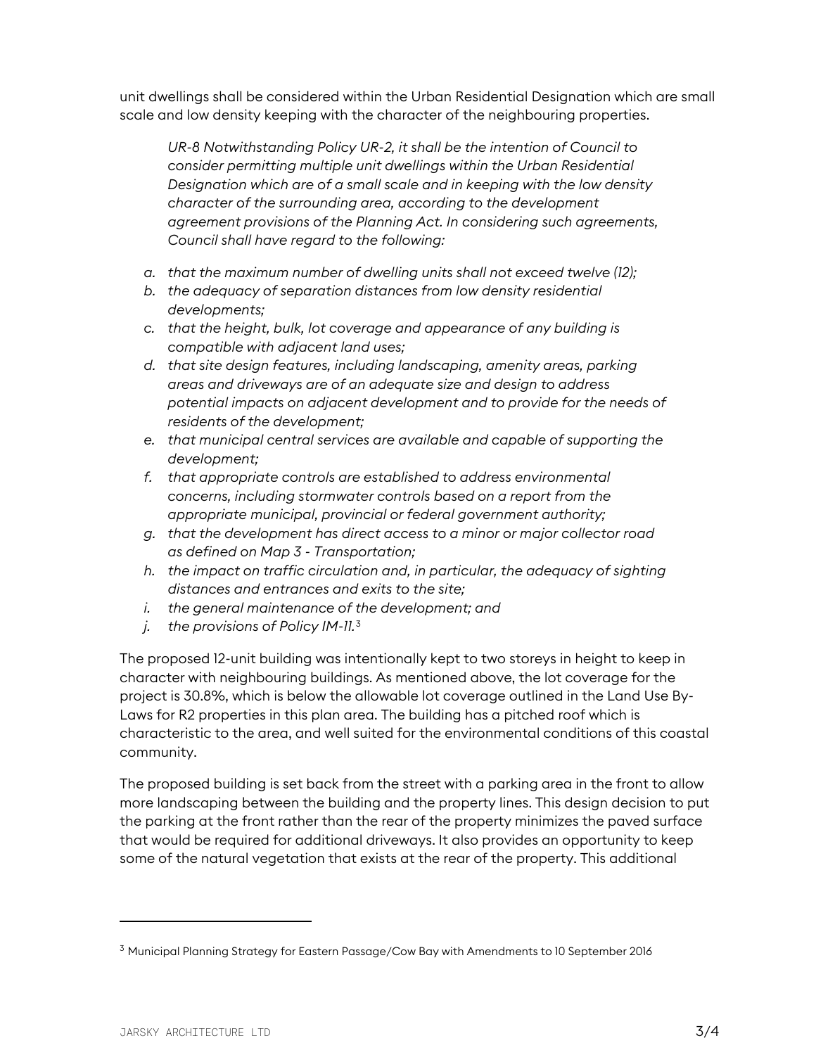unit dwellings shall be considered within the Urban Residential Designation which are small scale and low density keeping with the character of the neighbouring properties.

> *UR-8 Notwithstanding Policy UR-2, it shall be the intention of Council to consider permitting multiple unit dwellings within the Urban Residential Designation which are of a small scale and in keeping with the low density character of the surrounding area, according to the development agreement provisions of the Planning Act. In considering such agreements, Council shall have regard to the following:*

*a. that the maximum number of dwelling units shall not exceed twelve (12);*
*b. the adequacy of separation distances from low density residential developments;*
*c. that the height, bulk, lot coverage and appearance of any building is compatible with adjacent land uses;*
*d. that site design features, including landscaping, amenity areas, parking areas and driveways are of an adequate size and design to address potential impacts on adjacent development and to provide for the needs of residents of the development;*
*e. that municipal central services are available and capable of supporting the development;*
*f. that appropriate controls are established to address environmental concerns, including stormwater controls based on a report from the appropriate municipal, provincial or federal government authority;*
*g. that the development has direct access to a minor or major collector road as defined on Map 3 - Transportation;*
*h. the impact on traffic circulation and, in particular, the adequacy of sighting distances and entrances and exits to the site;*
*i. the general maintenance of the development; and*
*j. the provisions of Policy IM-11.*[3]

The proposed 12-unit building was intentionally kept to two storeys in height to keep in character with neighbouring buildings. As mentioned above, the lot coverage for the project is 30.8%, which is below the allowable lot coverage outlined in the Land Use By-Laws for R2 properties in this plan area. The building has a pitched roof which is characteristic to the area, and well suited for the environmental conditions of this coastal community.

The proposed building is set back from the street with a parking area in the front to allow more landscaping between the building and the property lines. This design decision to put the parking at the front rather than the rear of the property minimizes the paved surface that would be required for additional driveways. It also provides an opportunity to keep some of the natural vegetation that exists at the rear of the property. This additional

---

[3] Municipal Planning Strategy for Eastern Passage/Cow Bay with Amendments to 10 September 2016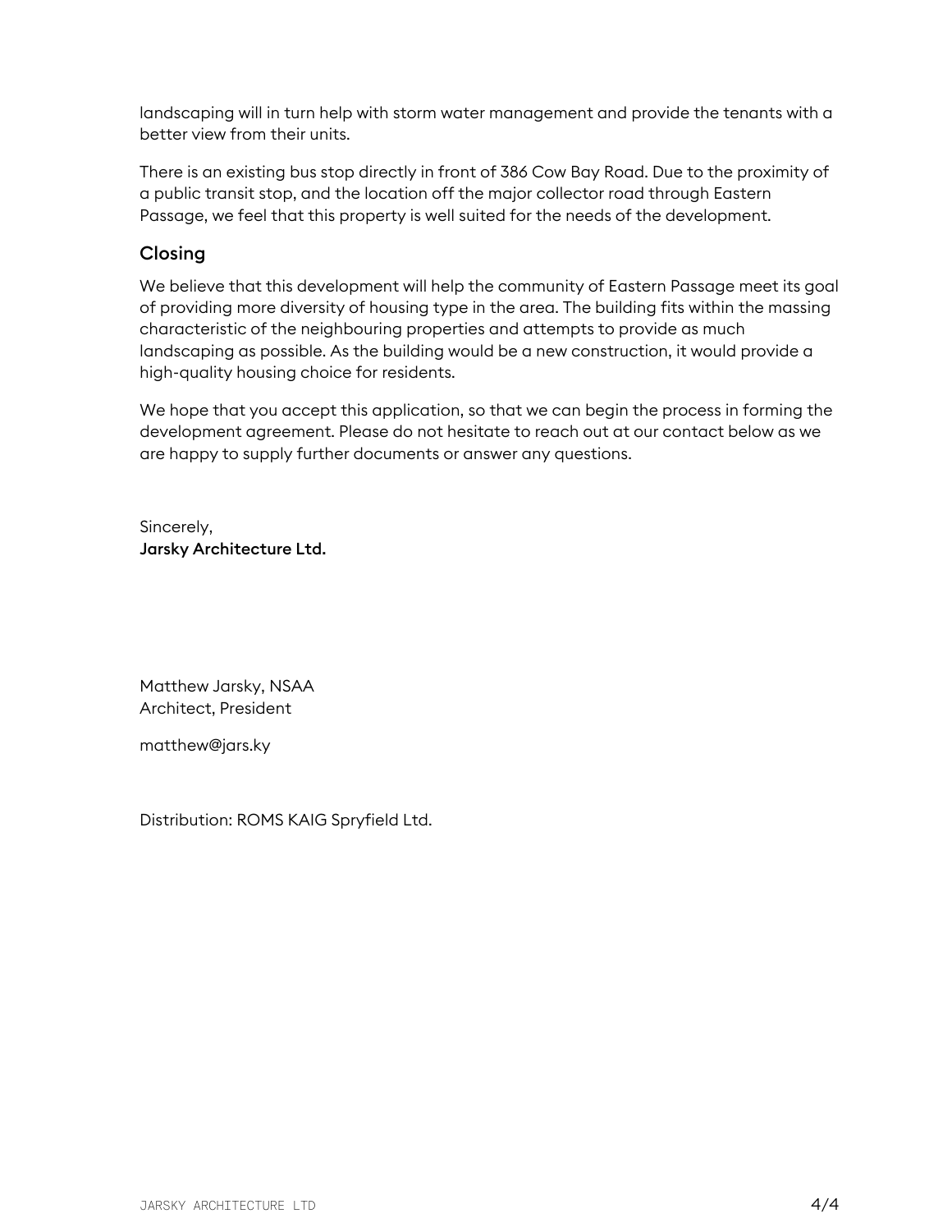landscaping will in turn help with storm water management and provide the tenants with a better view from their units.

There is an existing bus stop directly in front of 386 Cow Bay Road. Due to the proximity of a public transit stop, and the location off the major collector road through Eastern Passage, we feel that this property is well suited for the needs of the development.

## Closing

We believe that this development will help the community of Eastern Passage meet its goal of providing more diversity of housing type in the area. The building fits within the massing characteristic of the neighbouring properties and attempts to provide as much landscaping as possible. As the building would be a new construction, it would provide a high-quality housing choice for residents.

We hope that you accept this application, so that we can begin the process in forming the development agreement. Please do not hesitate to reach out at our contact below as we are happy to supply further documents or answer any questions.

Sincerely,
**Jarsky Architecture Ltd.**

Matthew Jarsky, NSAA
Architect, President

matthew@jars.ky

Distribution: ROMS KAIG Spryfield Ltd.